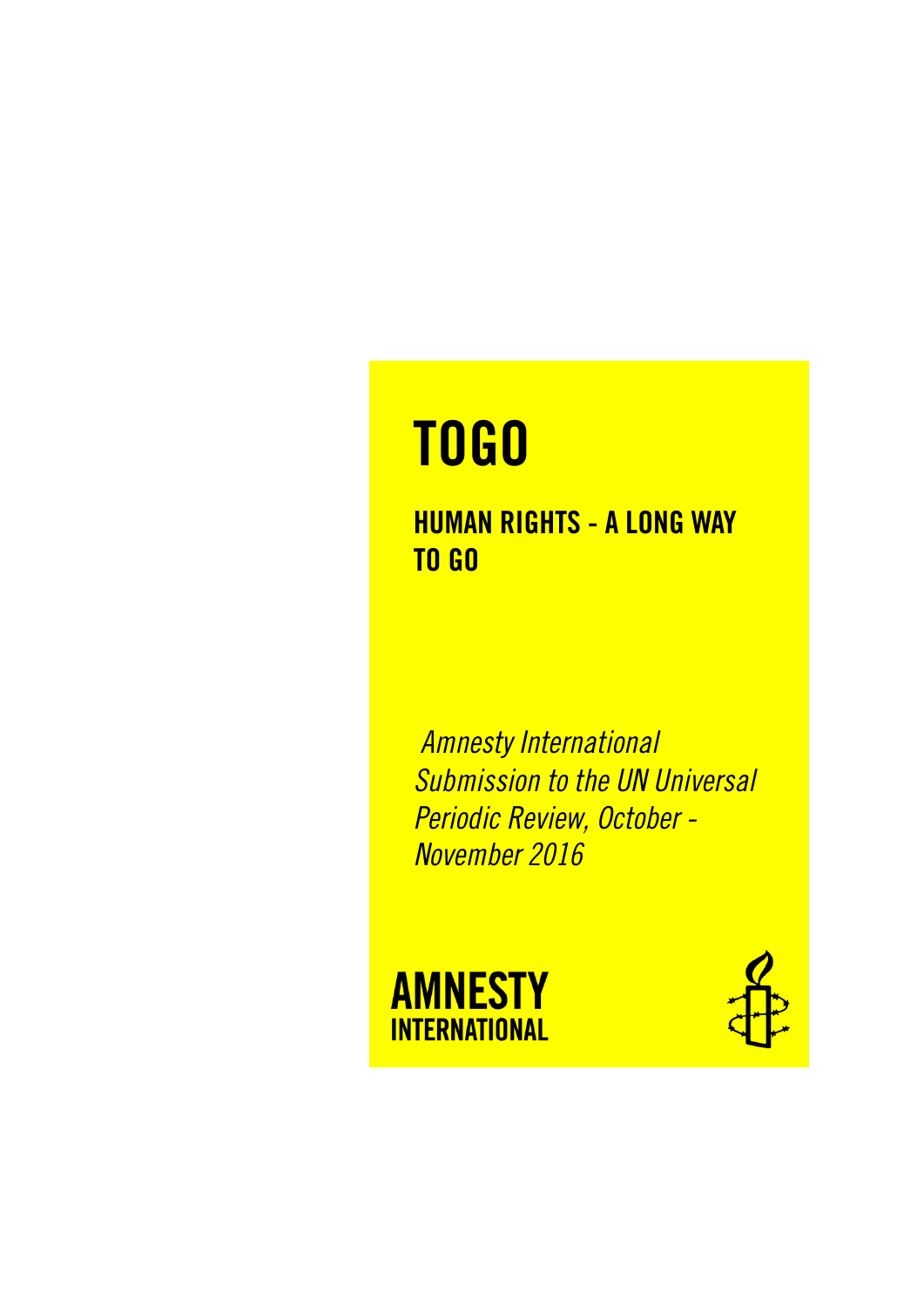# TOGO

## HUMAN RIGHTS - A LONG WAY TO GO

*Amnesty International Submission to the UN Universal Periodic Review, October - November 2016*

**AMNESTY INTERNATIONAL**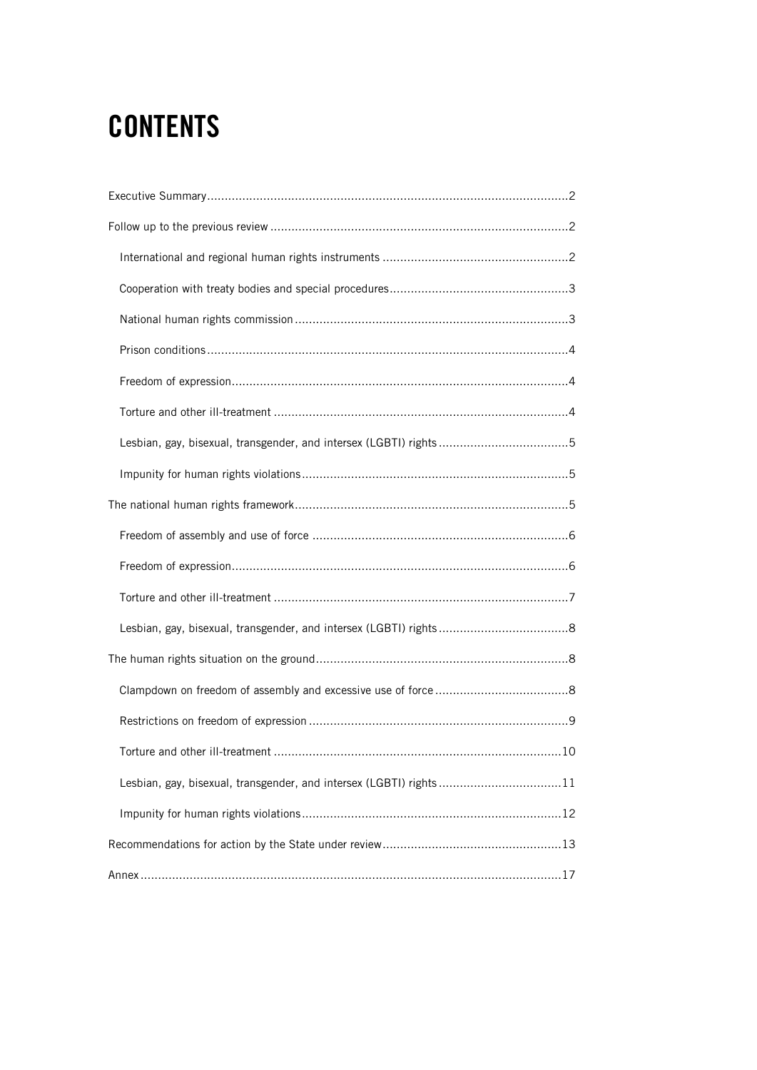# CONTENTS

Executive Summary .......... 2

Follow up to the previous review .......... 2

- International and regional human rights instruments .......... 2
- Cooperation with treaty bodies and special procedures .......... 3
- National human rights commission .......... 3
- Prison conditions .......... 4
- Freedom of expression .......... 4
- Torture and other ill-treatment .......... 4
- Lesbian, gay, bisexual, transgender, and intersex (LGBTI) rights .......... 5
- Impunity for human rights violations .......... 5

The national human rights framework .......... 5

- Freedom of assembly and use of force .......... 6
- Freedom of expression .......... 6
- Torture and other ill-treatment .......... 7
- Lesbian, gay, bisexual, transgender, and intersex (LGBTI) rights .......... 8

The human rights situation on the ground .......... 8

- Clampdown on freedom of assembly and excessive use of force .......... 8
- Restrictions on freedom of expression .......... 9
- Torture and other ill-treatment .......... 10
- Lesbian, gay, bisexual, transgender, and intersex (LGBTI) rights .......... 11
- Impunity for human rights violations .......... 12

Recommendations for action by the State under review .......... 13

Annex .......... 17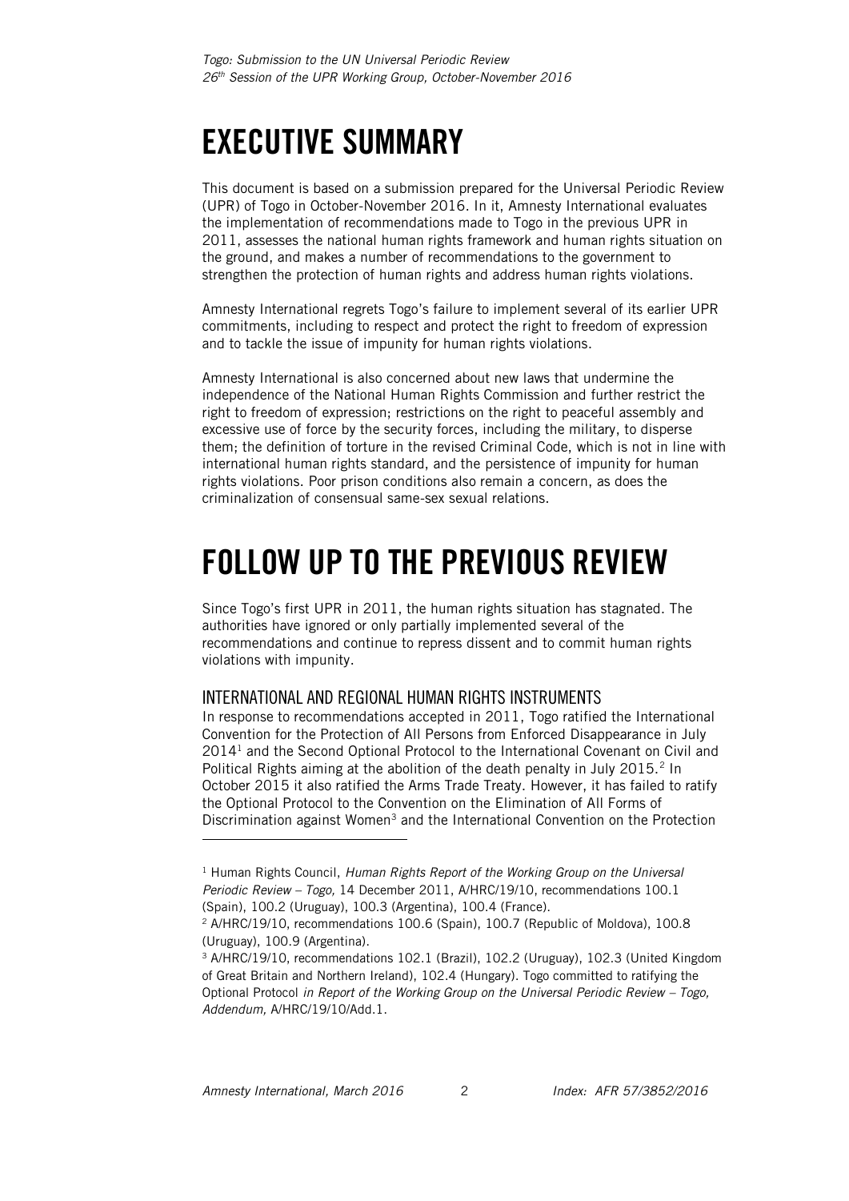# EXECUTIVE SUMMARY

This document is based on a submission prepared for the Universal Periodic Review (UPR) of Togo in October-November 2016. In it, Amnesty International evaluates the implementation of recommendations made to Togo in the previous UPR in 2011, assesses the national human rights framework and human rights situation on the ground, and makes a number of recommendations to the government to strengthen the protection of human rights and address human rights violations.

Amnesty International regrets Togo's failure to implement several of its earlier UPR commitments, including to respect and protect the right to freedom of expression and to tackle the issue of impunity for human rights violations.

Amnesty International is also concerned about new laws that undermine the independence of the National Human Rights Commission and further restrict the right to freedom of expression; restrictions on the right to peaceful assembly and excessive use of force by the security forces, including the military, to disperse them; the definition of torture in the revised Criminal Code, which is not in line with international human rights standard, and the persistence of impunity for human rights violations. Poor prison conditions also remain a concern, as does the criminalization of consensual same-sex sexual relations.

# FOLLOW UP TO THE PREVIOUS REVIEW

Since Togo's first UPR in 2011, the human rights situation has stagnated. The authorities have ignored or only partially implemented several of the recommendations and continue to repress dissent and to commit human rights violations with impunity.

## INTERNATIONAL AND REGIONAL HUMAN RIGHTS INSTRUMENTS

In response to recommendations accepted in 2011, Togo ratified the International Convention for the Protection of All Persons from Enforced Disappearance in July 2014[1] and the Second Optional Protocol to the International Covenant on Civil and Political Rights aiming at the abolition of the death penalty in July 2015.[2] In October 2015 it also ratified the Arms Trade Treaty. However, it has failed to ratify the Optional Protocol to the Convention on the Elimination of All Forms of Discrimination against Women[3] and the International Convention on the Protection

---

[1] Human Rights Council, *Human Rights Report of the Working Group on the Universal Periodic Review – Togo,* 14 December 2011, A/HRC/19/10, recommendations 100.1 (Spain), 100.2 (Uruguay), 100.3 (Argentina), 100.4 (France).

[2] A/HRC/19/10, recommendations 100.6 (Spain), 100.7 (Republic of Moldova), 100.8 (Uruguay), 100.9 (Argentina).

[3] A/HRC/19/10, recommendations 102.1 (Brazil), 102.2 (Uruguay), 102.3 (United Kingdom of Great Britain and Northern Ireland), 102.4 (Hungary). Togo committed to ratifying the Optional Protocol *in Report of the Working Group on the Universal Periodic Review – Togo, Addendum,* A/HRC/19/10/Add.1.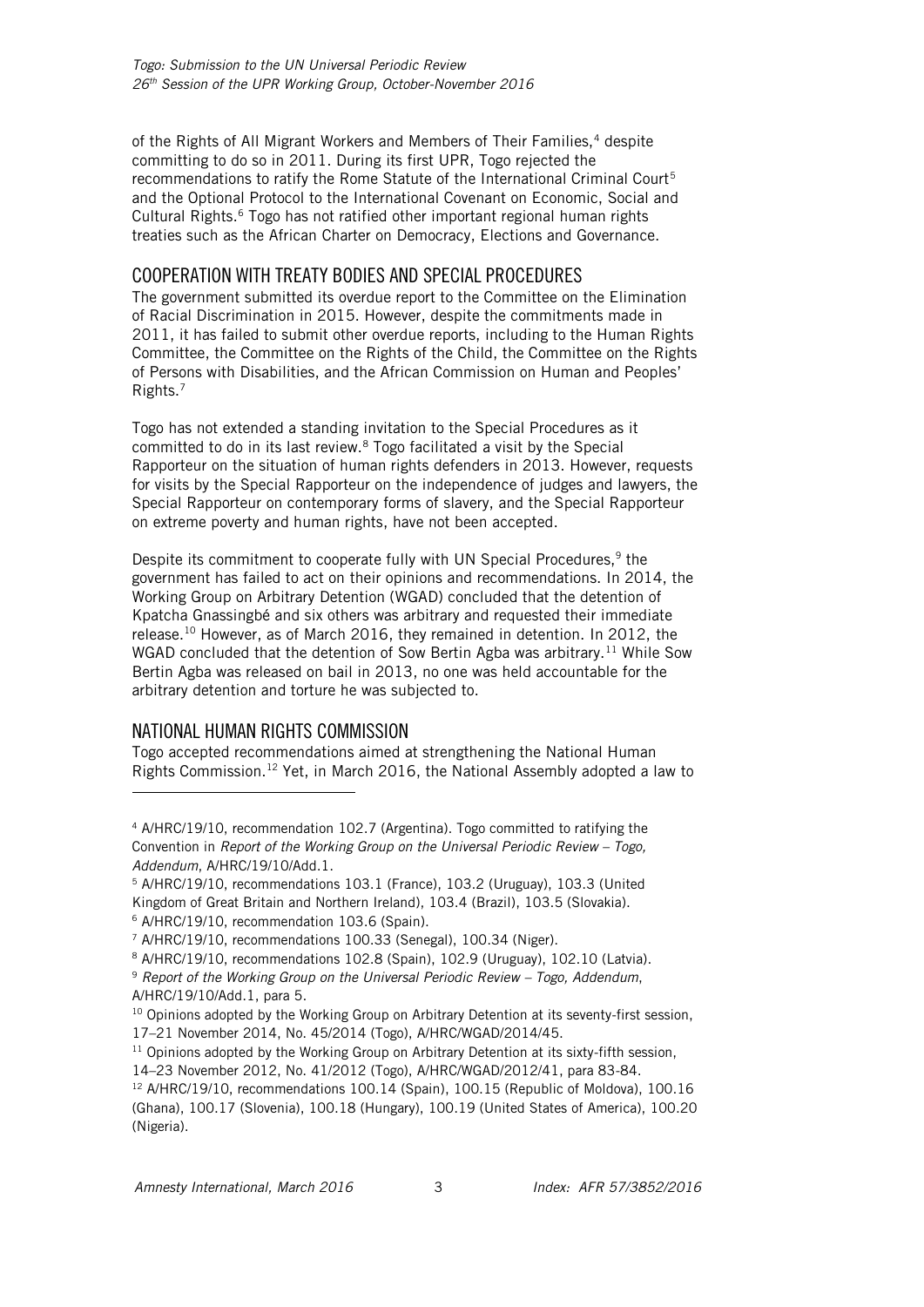of the Rights of All Migrant Workers and Members of Their Families,[4] despite committing to do so in 2011. During its first UPR, Togo rejected the recommendations to ratify the Rome Statute of the International Criminal Court[5] and the Optional Protocol to the International Covenant on Economic, Social and Cultural Rights.[6] Togo has not ratified other important regional human rights treaties such as the African Charter on Democracy, Elections and Governance.

## COOPERATION WITH TREATY BODIES AND SPECIAL PROCEDURES

The government submitted its overdue report to the Committee on the Elimination of Racial Discrimination in 2015. However, despite the commitments made in 2011, it has failed to submit other overdue reports, including to the Human Rights Committee, the Committee on the Rights of the Child, the Committee on the Rights of Persons with Disabilities, and the African Commission on Human and Peoples' Rights.[7]

Togo has not extended a standing invitation to the Special Procedures as it committed to do in its last review.[8] Togo facilitated a visit by the Special Rapporteur on the situation of human rights defenders in 2013. However, requests for visits by the Special Rapporteur on the independence of judges and lawyers, the Special Rapporteur on contemporary forms of slavery, and the Special Rapporteur on extreme poverty and human rights, have not been accepted.

Despite its commitment to cooperate fully with UN Special Procedures,[9] the government has failed to act on their opinions and recommendations. In 2014, the Working Group on Arbitrary Detention (WGAD) concluded that the detention of Kpatcha Gnassingbé and six others was arbitrary and requested their immediate release.[10] However, as of March 2016, they remained in detention. In 2012, the WGAD concluded that the detention of Sow Bertin Agba was arbitrary.[11] While Sow Bertin Agba was released on bail in 2013, no one was held accountable for the arbitrary detention and torture he was subjected to.

## NATIONAL HUMAN RIGHTS COMMISSION

Togo accepted recommendations aimed at strengthening the National Human Rights Commission.[12] Yet, in March 2016, the National Assembly adopted a law to

---

[4] A/HRC/19/10, recommendation 102.7 (Argentina). Togo committed to ratifying the Convention in *Report of the Working Group on the Universal Periodic Review – Togo, Addendum*, A/HRC/19/10/Add.1.

[5] A/HRC/19/10, recommendations 103.1 (France), 103.2 (Uruguay), 103.3 (United Kingdom of Great Britain and Northern Ireland), 103.4 (Brazil), 103.5 (Slovakia).

[6] A/HRC/19/10, recommendation 103.6 (Spain).

[7] A/HRC/19/10, recommendations 100.33 (Senegal), 100.34 (Niger).

[8] A/HRC/19/10, recommendations 102.8 (Spain), 102.9 (Uruguay), 102.10 (Latvia).

[9] *Report of the Working Group on the Universal Periodic Review – Togo, Addendum*, A/HRC/19/10/Add.1, para 5.

[10] Opinions adopted by the Working Group on Arbitrary Detention at its seventy-first session, 17–21 November 2014, No. 45/2014 (Togo), A/HRC/WGAD/2014/45.

[11] Opinions adopted by the Working Group on Arbitrary Detention at its sixty-fifth session, 14–23 November 2012, No. 41/2012 (Togo), A/HRC/WGAD/2012/41, para 83-84.

[12] A/HRC/19/10, recommendations 100.14 (Spain), 100.15 (Republic of Moldova), 100.16 (Ghana), 100.17 (Slovenia), 100.18 (Hungary), 100.19 (United States of America), 100.20 (Nigeria).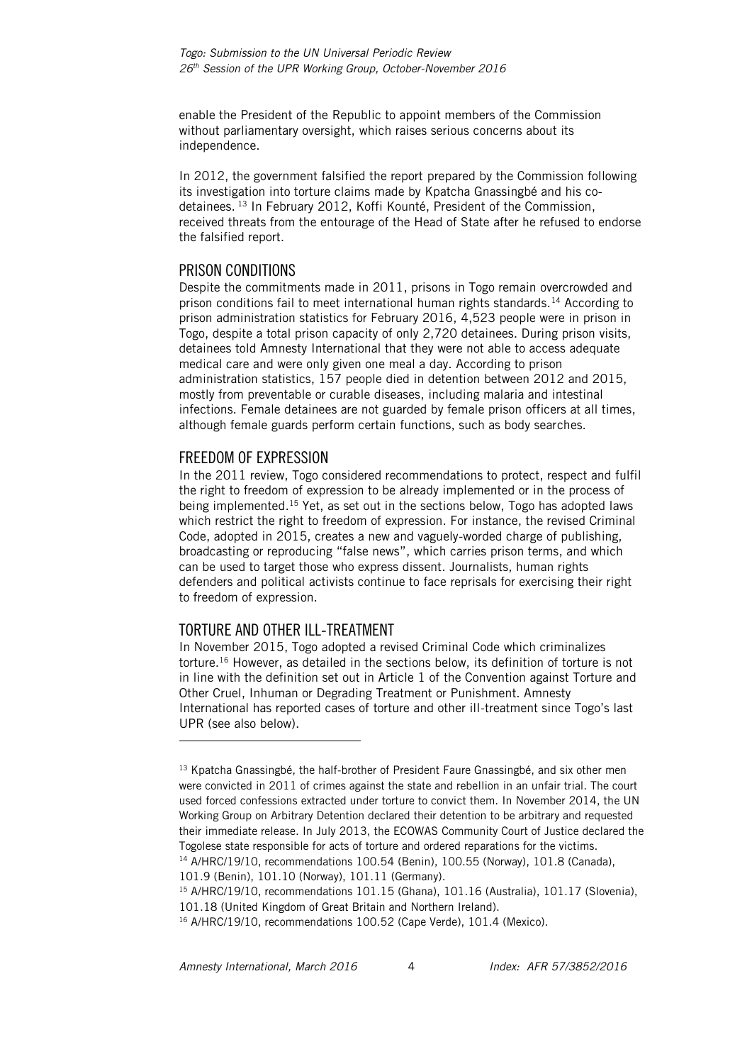enable the President of the Republic to appoint members of the Commission without parliamentary oversight, which raises serious concerns about its independence.

In 2012, the government falsified the report prepared by the Commission following its investigation into torture claims made by Kpatcha Gnassingbé and his co-detainees. [13] In February 2012, Koffi Kounté, President of the Commission, received threats from the entourage of the Head of State after he refused to endorse the falsified report.

## PRISON CONDITIONS

Despite the commitments made in 2011, prisons in Togo remain overcrowded and prison conditions fail to meet international human rights standards.[14] According to prison administration statistics for February 2016, 4,523 people were in prison in Togo, despite a total prison capacity of only 2,720 detainees. During prison visits, detainees told Amnesty International that they were not able to access adequate medical care and were only given one meal a day. According to prison administration statistics, 157 people died in detention between 2012 and 2015, mostly from preventable or curable diseases, including malaria and intestinal infections. Female detainees are not guarded by female prison officers at all times, although female guards perform certain functions, such as body searches.

## FREEDOM OF EXPRESSION

In the 2011 review, Togo considered recommendations to protect, respect and fulfil the right to freedom of expression to be already implemented or in the process of being implemented.[15] Yet, as set out in the sections below, Togo has adopted laws which restrict the right to freedom of expression. For instance, the revised Criminal Code, adopted in 2015, creates a new and vaguely-worded charge of publishing, broadcasting or reproducing "false news", which carries prison terms, and which can be used to target those who express dissent. Journalists, human rights defenders and political activists continue to face reprisals for exercising their right to freedom of expression.

## TORTURE AND OTHER ILL-TREATMENT

In November 2015, Togo adopted a revised Criminal Code which criminalizes torture.[16] However, as detailed in the sections below, its definition of torture is not in line with the definition set out in Article 1 of the Convention against Torture and Other Cruel, Inhuman or Degrading Treatment or Punishment. Amnesty International has reported cases of torture and other ill-treatment since Togo's last UPR (see also below).

---

[13] Kpatcha Gnassingbé, the half-brother of President Faure Gnassingbé, and six other men were convicted in 2011 of crimes against the state and rebellion in an unfair trial. The court used forced confessions extracted under torture to convict them. In November 2014, the UN Working Group on Arbitrary Detention declared their detention to be arbitrary and requested their immediate release. In July 2013, the ECOWAS Community Court of Justice declared the Togolese state responsible for acts of torture and ordered reparations for the victims.

[14] A/HRC/19/10, recommendations 100.54 (Benin), 100.55 (Norway), 101.8 (Canada), 101.9 (Benin), 101.10 (Norway), 101.11 (Germany).

[15] A/HRC/19/10, recommendations 101.15 (Ghana), 101.16 (Australia), 101.17 (Slovenia), 101.18 (United Kingdom of Great Britain and Northern Ireland).

[16] A/HRC/19/10, recommendations 100.52 (Cape Verde), 101.4 (Mexico).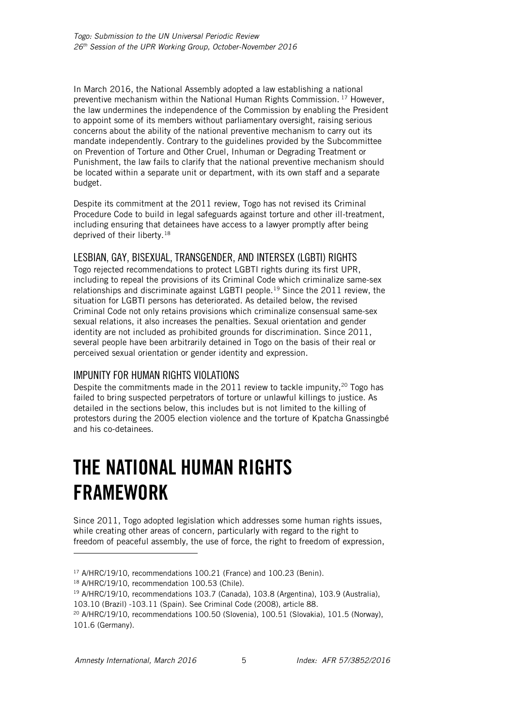In March 2016, the National Assembly adopted a law establishing a national preventive mechanism within the National Human Rights Commission. [17] However, the law undermines the independence of the Commission by enabling the President to appoint some of its members without parliamentary oversight, raising serious concerns about the ability of the national preventive mechanism to carry out its mandate independently. Contrary to the guidelines provided by the Subcommittee on Prevention of Torture and Other Cruel, Inhuman or Degrading Treatment or Punishment, the law fails to clarify that the national preventive mechanism should be located within a separate unit or department, with its own staff and a separate budget.

Despite its commitment at the 2011 review, Togo has not revised its Criminal Procedure Code to build in legal safeguards against torture and other ill-treatment, including ensuring that detainees have access to a lawyer promptly after being deprived of their liberty.[18]

### LESBIAN, GAY, BISEXUAL, TRANSGENDER, AND INTERSEX (LGBTI) RIGHTS

Togo rejected recommendations to protect LGBTI rights during its first UPR, including to repeal the provisions of its Criminal Code which criminalize same-sex relationships and discriminate against LGBTI people.[19] Since the 2011 review, the situation for LGBTI persons has deteriorated. As detailed below, the revised Criminal Code not only retains provisions which criminalize consensual same-sex sexual relations, it also increases the penalties. Sexual orientation and gender identity are not included as prohibited grounds for discrimination. Since 2011, several people have been arbitrarily detained in Togo on the basis of their real or perceived sexual orientation or gender identity and expression.

### IMPUNITY FOR HUMAN RIGHTS VIOLATIONS

Despite the commitments made in the 2011 review to tackle impunity,[20] Togo has failed to bring suspected perpetrators of torture or unlawful killings to justice. As detailed in the sections below, this includes but is not limited to the killing of protestors during the 2005 election violence and the torture of Kpatcha Gnassingbé and his co-detainees.

# THE NATIONAL HUMAN RIGHTS FRAMEWORK

Since 2011, Togo adopted legislation which addresses some human rights issues, while creating other areas of concern, particularly with regard to the right to freedom of peaceful assembly, the use of force, the right to freedom of expression,

---

[17] A/HRC/19/10, recommendations 100.21 (France) and 100.23 (Benin).

[18] A/HRC/19/10, recommendation 100.53 (Chile).

[19] A/HRC/19/10, recommendations 103.7 (Canada), 103.8 (Argentina), 103.9 (Australia), 103.10 (Brazil) -103.11 (Spain). See Criminal Code (2008), article 88.

[20] A/HRC/19/10, recommendations 100.50 (Slovenia), 100.51 (Slovakia), 101.5 (Norway), 101.6 (Germany).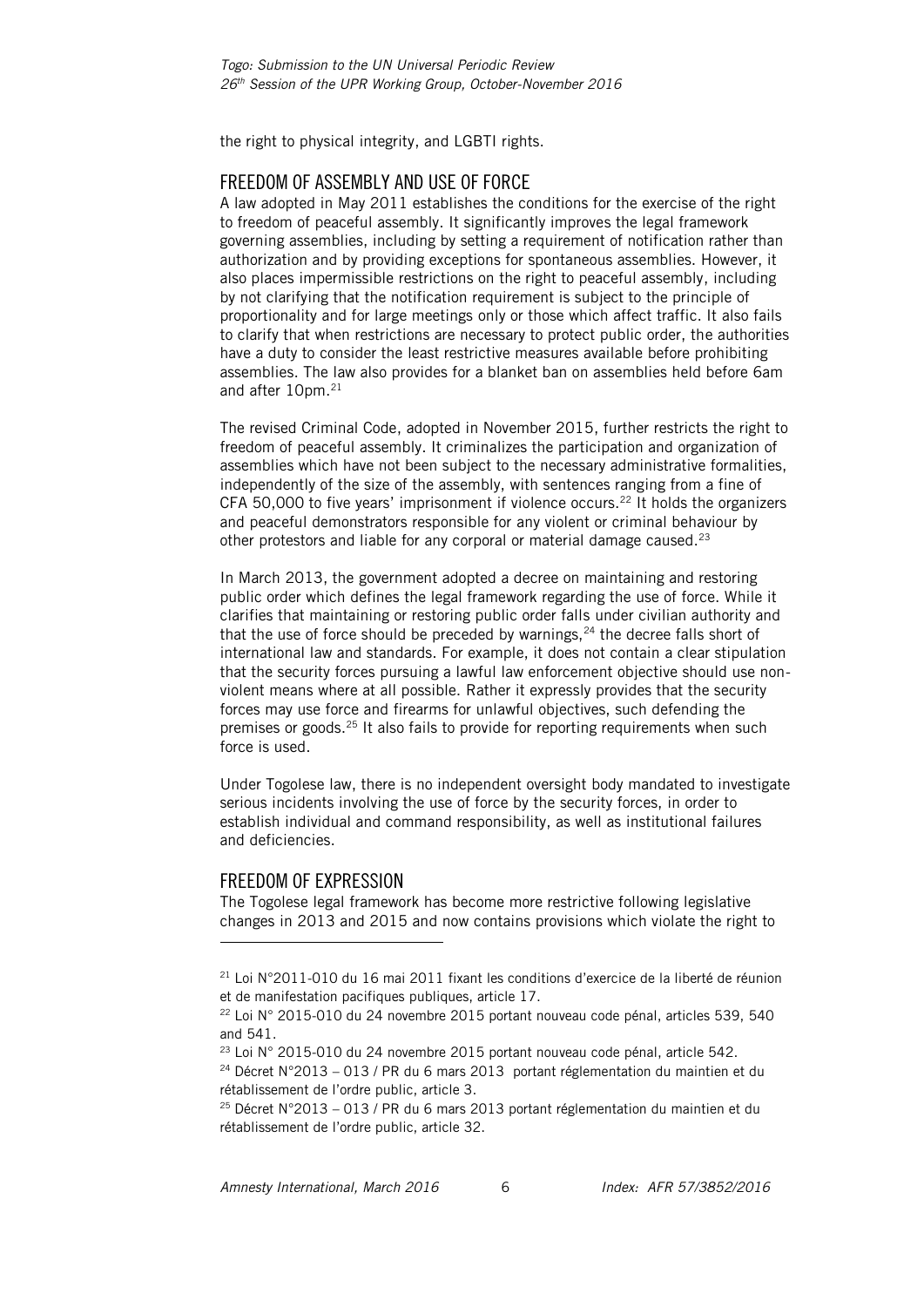the right to physical integrity, and LGBTI rights.

## FREEDOM OF ASSEMBLY AND USE OF FORCE

A law adopted in May 2011 establishes the conditions for the exercise of the right to freedom of peaceful assembly. It significantly improves the legal framework governing assemblies, including by setting a requirement of notification rather than authorization and by providing exceptions for spontaneous assemblies. However, it also places impermissible restrictions on the right to peaceful assembly, including by not clarifying that the notification requirement is subject to the principle of proportionality and for large meetings only or those which affect traffic. It also fails to clarify that when restrictions are necessary to protect public order, the authorities have a duty to consider the least restrictive measures available before prohibiting assemblies. The law also provides for a blanket ban on assemblies held before 6am and after 10pm.[21]

The revised Criminal Code, adopted in November 2015, further restricts the right to freedom of peaceful assembly. It criminalizes the participation and organization of assemblies which have not been subject to the necessary administrative formalities, independently of the size of the assembly, with sentences ranging from a fine of CFA 50,000 to five years' imprisonment if violence occurs.[22] It holds the organizers and peaceful demonstrators responsible for any violent or criminal behaviour by other protestors and liable for any corporal or material damage caused.[23]

In March 2013, the government adopted a decree on maintaining and restoring public order which defines the legal framework regarding the use of force. While it clarifies that maintaining or restoring public order falls under civilian authority and that the use of force should be preceded by warnings,[24] the decree falls short of international law and standards. For example, it does not contain a clear stipulation that the security forces pursuing a lawful law enforcement objective should use non-violent means where at all possible. Rather it expressly provides that the security forces may use force and firearms for unlawful objectives, such defending the premises or goods.[25] It also fails to provide for reporting requirements when such force is used.

Under Togolese law, there is no independent oversight body mandated to investigate serious incidents involving the use of force by the security forces, in order to establish individual and command responsibility, as well as institutional failures and deficiencies.

## FREEDOM OF EXPRESSION

The Togolese legal framework has become more restrictive following legislative changes in 2013 and 2015 and now contains provisions which violate the right to

---

[21] Loi N°2011-010 du 16 mai 2011 fixant les conditions d'exercice de la liberté de réunion et de manifestation pacifiques publiques, article 17.

[22] Loi N° 2015-010 du 24 novembre 2015 portant nouveau code pénal, articles 539, 540 and 541.

[23] Loi N° 2015-010 du 24 novembre 2015 portant nouveau code pénal, article 542.

[24] Décret N°2013 – 013 / PR du 6 mars 2013 portant réglementation du maintien et du rétablissement de l'ordre public, article 3.

[25] Décret N°2013 – 013 / PR du 6 mars 2013 portant réglementation du maintien et du rétablissement de l'ordre public, article 32.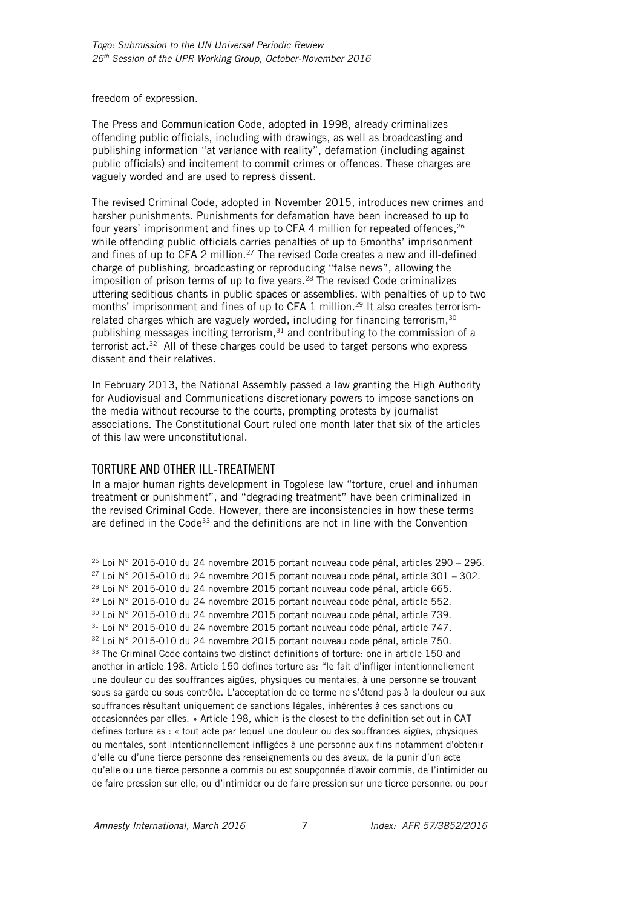freedom of expression.

The Press and Communication Code, adopted in 1998, already criminalizes offending public officials, including with drawings, as well as broadcasting and publishing information "at variance with reality", defamation (including against public officials) and incitement to commit crimes or offences. These charges are vaguely worded and are used to repress dissent.

The revised Criminal Code, adopted in November 2015, introduces new crimes and harsher punishments. Punishments for defamation have been increased to up to four years' imprisonment and fines up to CFA 4 million for repeated offences,[26] while offending public officials carries penalties of up to 6months' imprisonment and fines of up to CFA 2 million.[27] The revised Code creates a new and ill-defined charge of publishing, broadcasting or reproducing "false news", allowing the imposition of prison terms of up to five years.[28] The revised Code criminalizes uttering seditious chants in public spaces or assemblies, with penalties of up to two months' imprisonment and fines of up to CFA 1 million.[29] It also creates terrorism-related charges which are vaguely worded, including for financing terrorism,[30] publishing messages inciting terrorism,[31] and contributing to the commission of a terrorist act.[32] All of these charges could be used to target persons who express dissent and their relatives.

In February 2013, the National Assembly passed a law granting the High Authority for Audiovisual and Communications discretionary powers to impose sanctions on the media without recourse to the courts, prompting protests by journalist associations. The Constitutional Court ruled one month later that six of the articles of this law were unconstitutional.

## TORTURE AND OTHER ILL-TREATMENT

In a major human rights development in Togolese law "torture, cruel and inhuman treatment or punishment", and "degrading treatment" have been criminalized in the revised Criminal Code. However, there are inconsistencies in how these terms are defined in the Code[33] and the definitions are not in line with the Convention

---

[26] Loi N° 2015-010 du 24 novembre 2015 portant nouveau code pénal, articles 290 – 296.

[27] Loi N° 2015-010 du 24 novembre 2015 portant nouveau code pénal, article 301 – 302.

[28] Loi N° 2015-010 du 24 novembre 2015 portant nouveau code pénal, article 665.

[29] Loi N° 2015-010 du 24 novembre 2015 portant nouveau code pénal, article 552.

[30] Loi N° 2015-010 du 24 novembre 2015 portant nouveau code pénal, article 739.

[31] Loi N° 2015-010 du 24 novembre 2015 portant nouveau code pénal, article 747.

[32] Loi N° 2015-010 du 24 novembre 2015 portant nouveau code pénal, article 750.

[33] The Criminal Code contains two distinct definitions of torture: one in article 150 and another in article 198. Article 150 defines torture as: "le fait d'infliger intentionnellement une douleur ou des souffrances aigües, physiques ou mentales, à une personne se trouvant sous sa garde ou sous contrôle. L'acceptation de ce terme ne s'étend pas à la douleur ou aux souffrances résultant uniquement de sanctions légales, inhérentes à ces sanctions ou occasionnées par elles. » Article 198, which is the closest to the definition set out in CAT defines torture as : « tout acte par lequel une douleur ou des souffrances aigües, physiques ou mentales, sont intentionnellement infligées à une personne aux fins notamment d'obtenir d'elle ou d'une tierce personne des renseignements ou des aveux, de la punir d'un acte qu'elle ou une tierce personne a commis ou est soupçonnée d'avoir commis, de l'intimider ou de faire pression sur elle, ou d'intimider ou de faire pression sur une tierce personne, ou pour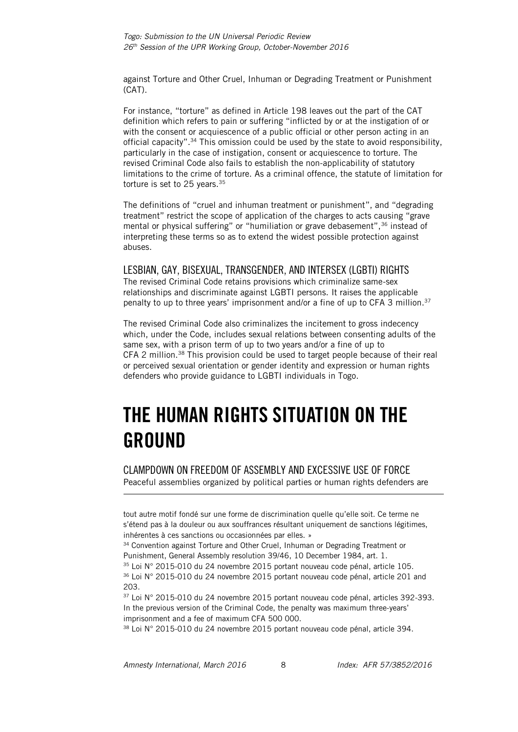against Torture and Other Cruel, Inhuman or Degrading Treatment or Punishment (CAT).

For instance, "torture" as defined in Article 198 leaves out the part of the CAT definition which refers to pain or suffering "inflicted by or at the instigation of or with the consent or acquiescence of a public official or other person acting in an official capacity".[34] This omission could be used by the state to avoid responsibility, particularly in the case of instigation, consent or acquiescence to torture. The revised Criminal Code also fails to establish the non-applicability of statutory limitations to the crime of torture. As a criminal offence, the statute of limitation for torture is set to 25 years.[35]

The definitions of "cruel and inhuman treatment or punishment", and "degrading treatment" restrict the scope of application of the charges to acts causing "grave mental or physical suffering" or "humiliation or grave debasement",[36] instead of interpreting these terms so as to extend the widest possible protection against abuses.

### LESBIAN, GAY, BISEXUAL, TRANSGENDER, AND INTERSEX (LGBTI) RIGHTS

The revised Criminal Code retains provisions which criminalize same-sex relationships and discriminate against LGBTI persons. It raises the applicable penalty to up to three years' imprisonment and/or a fine of up to CFA 3 million.[37]

The revised Criminal Code also criminalizes the incitement to gross indecency which, under the Code, includes sexual relations between consenting adults of the same sex, with a prison term of up to two years and/or a fine of up to CFA 2 million.[38] This provision could be used to target people because of their real or perceived sexual orientation or gender identity and expression or human rights defenders who provide guidance to LGBTI individuals in Togo.

## THE HUMAN RIGHTS SITUATION ON THE GROUND

### CLAMPDOWN ON FREEDOM OF ASSEMBLY AND EXCESSIVE USE OF FORCE

Peaceful assemblies organized by political parties or human rights defenders are

---

tout autre motif fondé sur une forme de discrimination quelle qu'elle soit. Ce terme ne s'étend pas à la douleur ou aux souffrances résultant uniquement de sanctions légitimes, inhérentes à ces sanctions ou occasionnées par elles. »

[34] Convention against Torture and Other Cruel, Inhuman or Degrading Treatment or Punishment, General Assembly resolution 39/46, 10 December 1984, art. 1.

[35] Loi N° 2015-010 du 24 novembre 2015 portant nouveau code pénal, article 105.

[36] Loi N° 2015-010 du 24 novembre 2015 portant nouveau code pénal, article 201 and 203.

[37] Loi N° 2015-010 du 24 novembre 2015 portant nouveau code pénal, articles 392-393. In the previous version of the Criminal Code, the penalty was maximum three-years' imprisonment and a fee of maximum CFA 500 000.

[38] Loi N° 2015-010 du 24 novembre 2015 portant nouveau code pénal, article 394.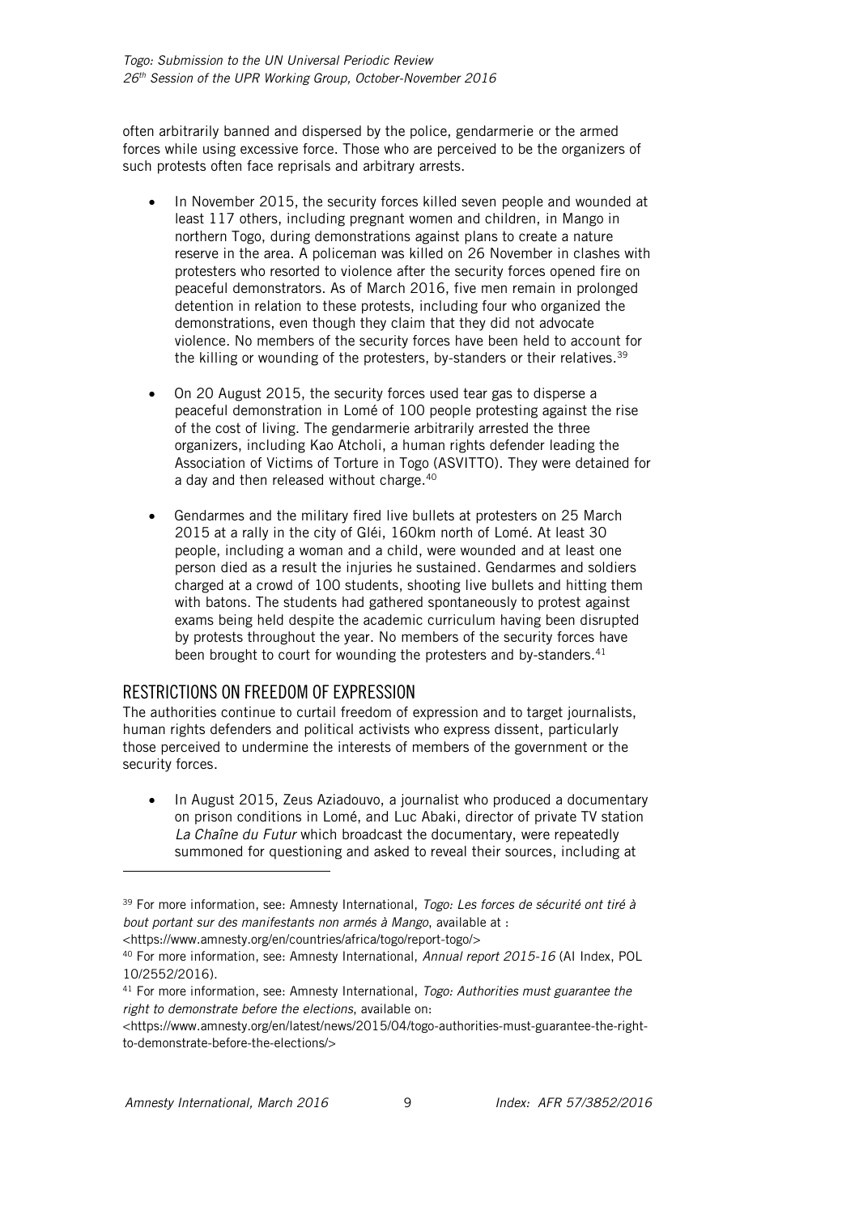often arbitrarily banned and dispersed by the police, gendarmerie or the armed forces while using excessive force. Those who are perceived to be the organizers of such protests often face reprisals and arbitrary arrests.

- In November 2015, the security forces killed seven people and wounded at least 117 others, including pregnant women and children, in Mango in northern Togo, during demonstrations against plans to create a nature reserve in the area. A policeman was killed on 26 November in clashes with protesters who resorted to violence after the security forces opened fire on peaceful demonstrators. As of March 2016, five men remain in prolonged detention in relation to these protests, including four who organized the demonstrations, even though they claim that they did not advocate violence. No members of the security forces have been held to account for the killing or wounding of the protesters, by-standers or their relatives.[39]

- On 20 August 2015, the security forces used tear gas to disperse a peaceful demonstration in Lomé of 100 people protesting against the rise of the cost of living. The gendarmerie arbitrarily arrested the three organizers, including Kao Atcholi, a human rights defender leading the Association of Victims of Torture in Togo (ASVITTO). They were detained for a day and then released without charge.[40]

- Gendarmes and the military fired live bullets at protesters on 25 March 2015 at a rally in the city of Gléi, 160km north of Lomé. At least 30 people, including a woman and a child, were wounded and at least one person died as a result the injuries he sustained. Gendarmes and soldiers charged at a crowd of 100 students, shooting live bullets and hitting them with batons. The students had gathered spontaneously to protest against exams being held despite the academic curriculum having been disrupted by protests throughout the year. No members of the security forces have been brought to court for wounding the protesters and by-standers.[41]

## RESTRICTIONS ON FREEDOM OF EXPRESSION

The authorities continue to curtail freedom of expression and to target journalists, human rights defenders and political activists who express dissent, particularly those perceived to undermine the interests of members of the government or the security forces.

- In August 2015, Zeus Aziadouvo, a journalist who produced a documentary on prison conditions in Lomé, and Luc Abaki, director of private TV station *La Chaîne du Futur* which broadcast the documentary, were repeatedly summoned for questioning and asked to reveal their sources, including at

---

[39] For more information, see: Amnesty International, *Togo: Les forces de sécurité ont tiré à bout portant sur des manifestants non armés à Mango*, available at : <https://www.amnesty.org/en/countries/africa/togo/report-togo/>

[40] For more information, see: Amnesty International, *Annual report 2015-16* (AI Index, POL 10/2552/2016).

[41] For more information, see: Amnesty International, *Togo: Authorities must guarantee the right to demonstrate before the elections*, available on: <https://www.amnesty.org/en/latest/news/2015/04/togo-authorities-must-guarantee-the-right-to-demonstrate-before-the-elections/>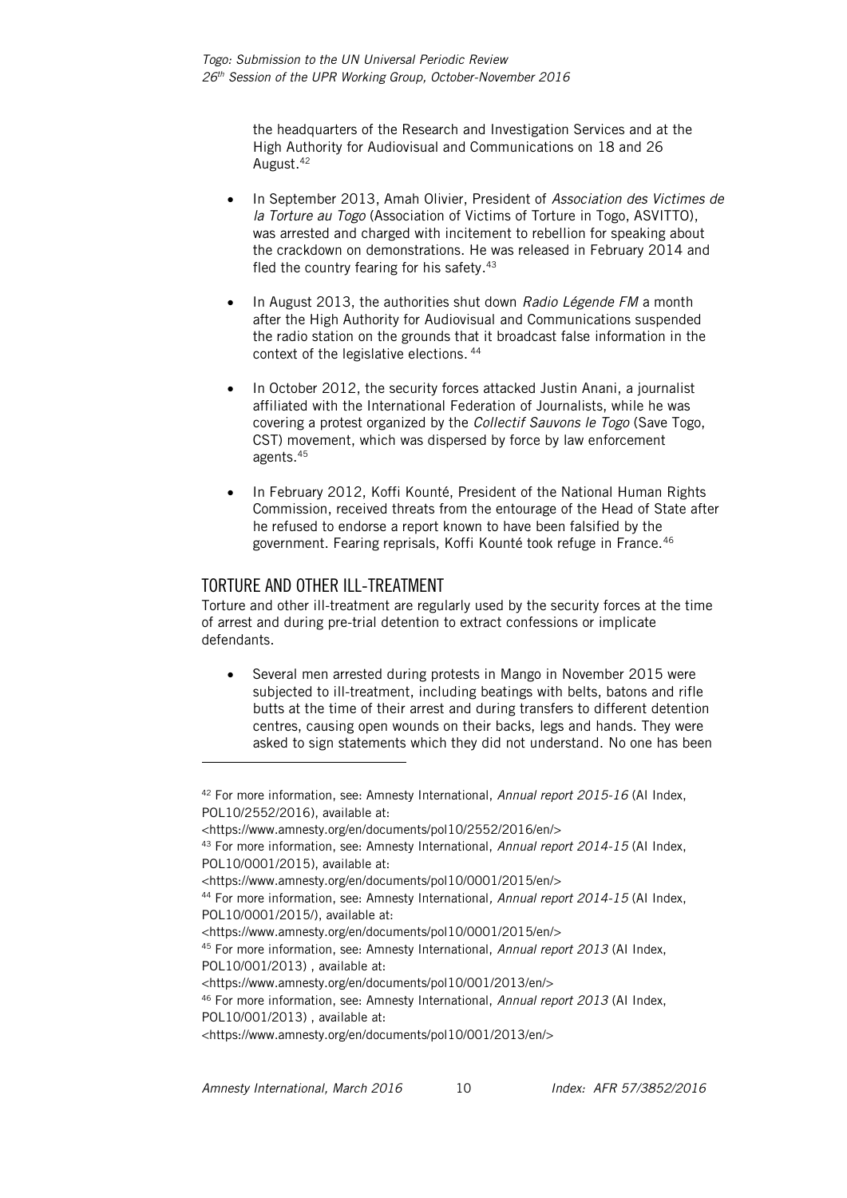the headquarters of the Research and Investigation Services and at the High Authority for Audiovisual and Communications on 18 and 26 August.[42]

- In September 2013, Amah Olivier, President of *Association des Victimes de la Torture au Togo* (Association of Victims of Torture in Togo, ASVITTO), was arrested and charged with incitement to rebellion for speaking about the crackdown on demonstrations. He was released in February 2014 and fled the country fearing for his safety.[43]
- In August 2013, the authorities shut down *Radio Légende FM* a month after the High Authority for Audiovisual and Communications suspended the radio station on the grounds that it broadcast false information in the context of the legislative elections.[44]
- In October 2012, the security forces attacked Justin Anani, a journalist affiliated with the International Federation of Journalists, while he was covering a protest organized by the *Collectif Sauvons le Togo* (Save Togo, CST) movement, which was dispersed by force by law enforcement agents.[45]
- In February 2012, Koffi Kounté, President of the National Human Rights Commission, received threats from the entourage of the Head of State after he refused to endorse a report known to have been falsified by the government. Fearing reprisals, Koffi Kounté took refuge in France.[46]

## TORTURE AND OTHER ILL-TREATMENT

Torture and other ill-treatment are regularly used by the security forces at the time of arrest and during pre-trial detention to extract confessions or implicate defendants.

- Several men arrested during protests in Mango in November 2015 were subjected to ill-treatment, including beatings with belts, batons and rifle butts at the time of their arrest and during transfers to different detention centres, causing open wounds on their backs, legs and hands. They were asked to sign statements which they did not understand. No one has been

---

[42] For more information, see: Amnesty International, *Annual report 2015-16* (AI Index, POL10/2552/2016), available at: <https://www.amnesty.org/en/documents/pol10/2552/2016/en/>

[43] For more information, see: Amnesty International, *Annual report 2014-15* (AI Index, POL10/0001/2015), available at: <https://www.amnesty.org/en/documents/pol10/0001/2015/en/>

[44] For more information, see: Amnesty International, *Annual report 2014-15* (AI Index, POL10/0001/2015/), available at: <https://www.amnesty.org/en/documents/pol10/0001/2015/en/>

[45] For more information, see: Amnesty International, *Annual report 2013* (AI Index, POL10/001/2013) , available at: <https://www.amnesty.org/en/documents/pol10/001/2013/en/>

[46] For more information, see: Amnesty International, *Annual report 2013* (AI Index, POL10/001/2013) , available at: <https://www.amnesty.org/en/documents/pol10/001/2013/en/>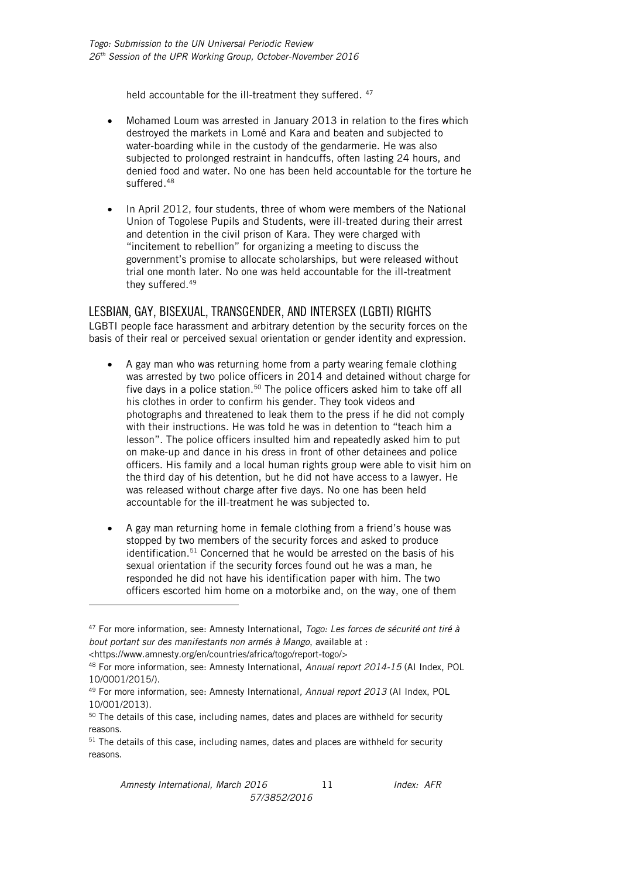held accountable for the ill-treatment they suffered. [47]

- Mohamed Loum was arrested in January 2013 in relation to the fires which destroyed the markets in Lomé and Kara and beaten and subjected to water-boarding while in the custody of the gendarmerie. He was also subjected to prolonged restraint in handcuffs, often lasting 24 hours, and denied food and water. No one has been held accountable for the torture he suffered.[48]

- In April 2012, four students, three of whom were members of the National Union of Togolese Pupils and Students, were ill-treated during their arrest and detention in the civil prison of Kara. They were charged with "incitement to rebellion" for organizing a meeting to discuss the government's promise to allocate scholarships, but were released without trial one month later. No one was held accountable for the ill-treatment they suffered.[49]

## LESBIAN, GAY, BISEXUAL, TRANSGENDER, AND INTERSEX (LGBTI) RIGHTS

LGBTI people face harassment and arbitrary detention by the security forces on the basis of their real or perceived sexual orientation or gender identity and expression.

- A gay man who was returning home from a party wearing female clothing was arrested by two police officers in 2014 and detained without charge for five days in a police station.[50] The police officers asked him to take off all his clothes in order to confirm his gender. They took videos and photographs and threatened to leak them to the press if he did not comply with their instructions. He was told he was in detention to "teach him a lesson". The police officers insulted him and repeatedly asked him to put on make-up and dance in his dress in front of other detainees and police officers. His family and a local human rights group were able to visit him on the third day of his detention, but he did not have access to a lawyer. He was released without charge after five days. No one has been held accountable for the ill-treatment he was subjected to.

- A gay man returning home in female clothing from a friend's house was stopped by two members of the security forces and asked to produce identification.[51] Concerned that he would be arrested on the basis of his sexual orientation if the security forces found out he was a man, he responded he did not have his identification paper with him. The two officers escorted him home on a motorbike and, on the way, one of them

---

[47] For more information, see: Amnesty International, *Togo: Les forces de sécurité ont tiré à bout portant sur des manifestants non armés à Mango*, available at : <https://www.amnesty.org/en/countries/africa/togo/report-togo/>

[48] For more information, see: Amnesty International, *Annual report 2014-15* (AI Index, POL 10/0001/2015/).

[49] For more information, see: Amnesty International*, Annual report 2013* (AI Index, POL 10/001/2013).

[50] The details of this case, including names, dates and places are withheld for security reasons.

[51] The details of this case, including names, dates and places are withheld for security reasons.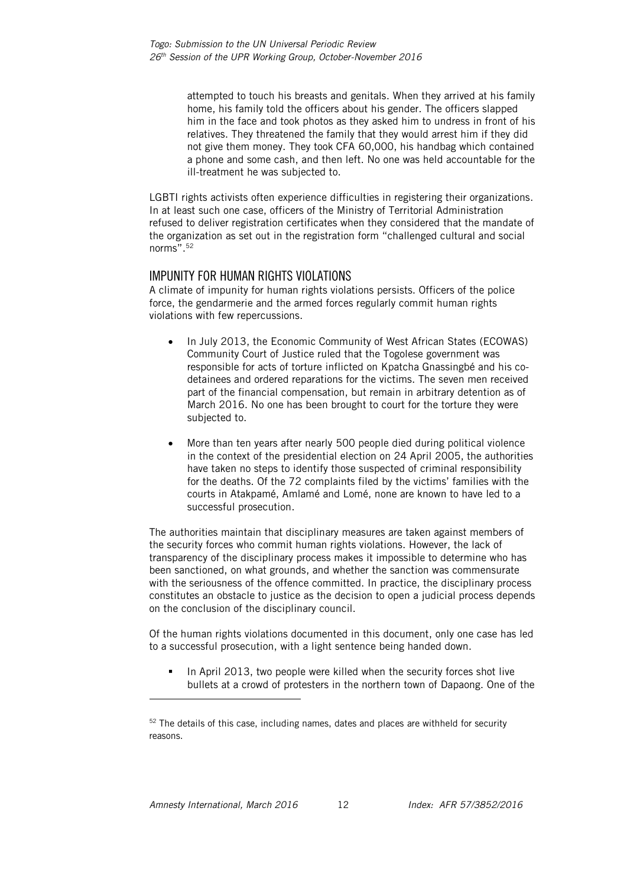attempted to touch his breasts and genitals. When they arrived at his family home, his family told the officers about his gender. The officers slapped him in the face and took photos as they asked him to undress in front of his relatives. They threatened the family that they would arrest him if they did not give them money. They took CFA 60,000, his handbag which contained a phone and some cash, and then left. No one was held accountable for the ill-treatment he was subjected to.

LGBTI rights activists often experience difficulties in registering their organizations. In at least such one case, officers of the Ministry of Territorial Administration refused to deliver registration certificates when they considered that the mandate of the organization as set out in the registration form "challenged cultural and social norms".[52]

## IMPUNITY FOR HUMAN RIGHTS VIOLATIONS

A climate of impunity for human rights violations persists. Officers of the police force, the gendarmerie and the armed forces regularly commit human rights violations with few repercussions.

- In July 2013, the Economic Community of West African States (ECOWAS) Community Court of Justice ruled that the Togolese government was responsible for acts of torture inflicted on Kpatcha Gnassingbé and his co-detainees and ordered reparations for the victims. The seven men received part of the financial compensation, but remain in arbitrary detention as of March 2016. No one has been brought to court for the torture they were subjected to.

- More than ten years after nearly 500 people died during political violence in the context of the presidential election on 24 April 2005, the authorities have taken no steps to identify those suspected of criminal responsibility for the deaths. Of the 72 complaints filed by the victims' families with the courts in Atakpamé, Amlamé and Lomé, none are known to have led to a successful prosecution.

The authorities maintain that disciplinary measures are taken against members of the security forces who commit human rights violations. However, the lack of transparency of the disciplinary process makes it impossible to determine who has been sanctioned, on what grounds, and whether the sanction was commensurate with the seriousness of the offence committed. In practice, the disciplinary process constitutes an obstacle to justice as the decision to open a judicial process depends on the conclusion of the disciplinary council.

Of the human rights violations documented in this document, only one case has led to a successful prosecution, with a light sentence being handed down.

- In April 2013, two people were killed when the security forces shot live bullets at a crowd of protesters in the northern town of Dapaong. One of the

---

[52] The details of this case, including names, dates and places are withheld for security reasons.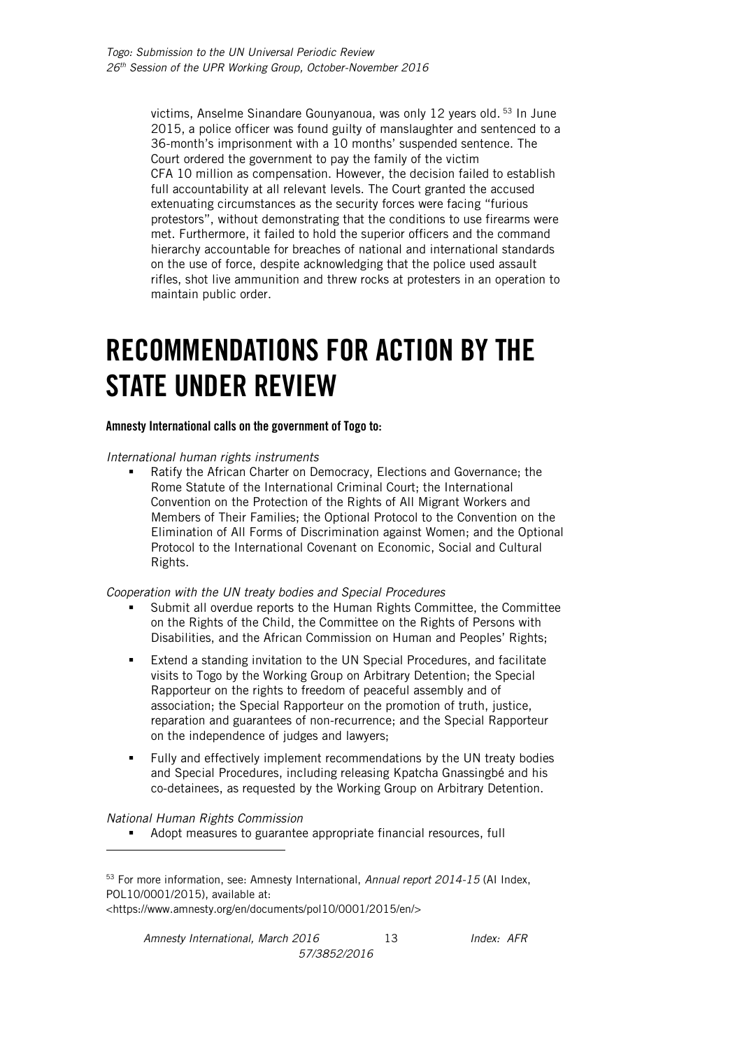victims, Anselme Sinandare Gounyanoua, was only 12 years old.[53] In June 2015, a police officer was found guilty of manslaughter and sentenced to a 36-month's imprisonment with a 10 months' suspended sentence. The Court ordered the government to pay the family of the victim CFA 10 million as compensation. However, the decision failed to establish full accountability at all relevant levels. The Court granted the accused extenuating circumstances as the security forces were facing "furious protestors", without demonstrating that the conditions to use firearms were met. Furthermore, it failed to hold the superior officers and the command hierarchy accountable for breaches of national and international standards on the use of force, despite acknowledging that the police used assault rifles, shot live ammunition and threw rocks at protesters in an operation to maintain public order.

# RECOMMENDATIONS FOR ACTION BY THE STATE UNDER REVIEW

**Amnesty International calls on the government of Togo to:**

*International human rights instruments*

- Ratify the African Charter on Democracy, Elections and Governance; the Rome Statute of the International Criminal Court; the International Convention on the Protection of the Rights of All Migrant Workers and Members of Their Families; the Optional Protocol to the Convention on the Elimination of All Forms of Discrimination against Women; and the Optional Protocol to the International Covenant on Economic, Social and Cultural Rights.

*Cooperation with the UN treaty bodies and Special Procedures*

- Submit all overdue reports to the Human Rights Committee, the Committee on the Rights of the Child, the Committee on the Rights of Persons with Disabilities, and the African Commission on Human and Peoples' Rights;
- Extend a standing invitation to the UN Special Procedures, and facilitate visits to Togo by the Working Group on Arbitrary Detention; the Special Rapporteur on the rights to freedom of peaceful assembly and of association; the Special Rapporteur on the promotion of truth, justice, reparation and guarantees of non-recurrence; and the Special Rapporteur on the independence of judges and lawyers;
- Fully and effectively implement recommendations by the UN treaty bodies and Special Procedures, including releasing Kpatcha Gnassingbé and his co-detainees, as requested by the Working Group on Arbitrary Detention.

*National Human Rights Commission*

- Adopt measures to guarantee appropriate financial resources, full

---

[53] For more information, see: Amnesty International, *Annual report 2014-15* (AI Index, POL10/0001/2015), available at: <https://www.amnesty.org/en/documents/pol10/0001/2015/en/>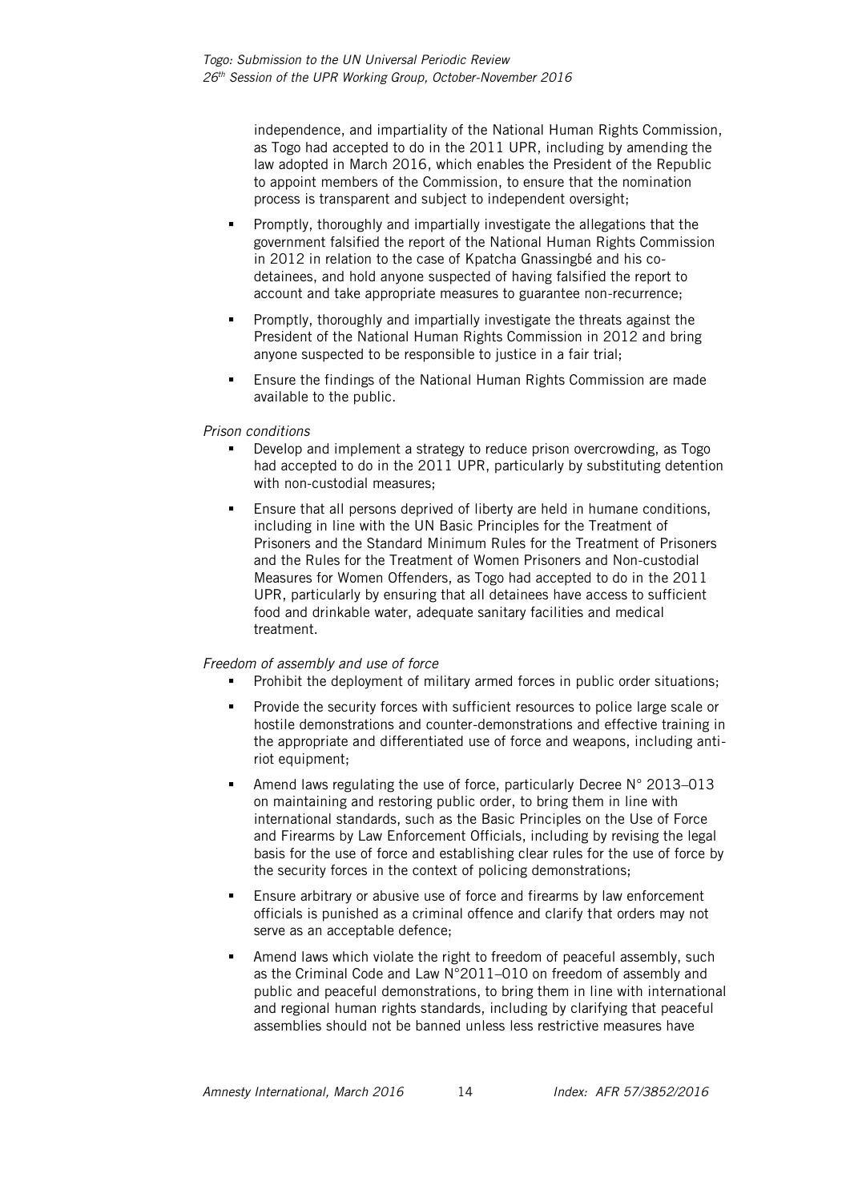independence, and impartiality of the National Human Rights Commission, as Togo had accepted to do in the 2011 UPR, including by amending the law adopted in March 2016, which enables the President of the Republic to appoint members of the Commission, to ensure that the nomination process is transparent and subject to independent oversight;

- Promptly, thoroughly and impartially investigate the allegations that the government falsified the report of the National Human Rights Commission in 2012 in relation to the case of Kpatcha Gnassingbé and his co-detainees, and hold anyone suspected of having falsified the report to account and take appropriate measures to guarantee non-recurrence;
- Promptly, thoroughly and impartially investigate the threats against the President of the National Human Rights Commission in 2012 and bring anyone suspected to be responsible to justice in a fair trial;
- Ensure the findings of the National Human Rights Commission are made available to the public.

*Prison conditions*

- Develop and implement a strategy to reduce prison overcrowding, as Togo had accepted to do in the 2011 UPR, particularly by substituting detention with non-custodial measures;
- Ensure that all persons deprived of liberty are held in humane conditions, including in line with the UN Basic Principles for the Treatment of Prisoners and the Standard Minimum Rules for the Treatment of Prisoners and the Rules for the Treatment of Women Prisoners and Non-custodial Measures for Women Offenders, as Togo had accepted to do in the 2011 UPR, particularly by ensuring that all detainees have access to sufficient food and drinkable water, adequate sanitary facilities and medical treatment.

*Freedom of assembly and use of force*

- Prohibit the deployment of military armed forces in public order situations;
- Provide the security forces with sufficient resources to police large scale or hostile demonstrations and counter-demonstrations and effective training in the appropriate and differentiated use of force and weapons, including anti-riot equipment;
- Amend laws regulating the use of force, particularly Decree N° 2013–013 on maintaining and restoring public order, to bring them in line with international standards, such as the Basic Principles on the Use of Force and Firearms by Law Enforcement Officials, including by revising the legal basis for the use of force and establishing clear rules for the use of force by the security forces in the context of policing demonstrations;
- Ensure arbitrary or abusive use of force and firearms by law enforcement officials is punished as a criminal offence and clarify that orders may not serve as an acceptable defence;
- Amend laws which violate the right to freedom of peaceful assembly, such as the Criminal Code and Law N°2011–010 on freedom of assembly and public and peaceful demonstrations, to bring them in line with international and regional human rights standards, including by clarifying that peaceful assemblies should not be banned unless less restrictive measures have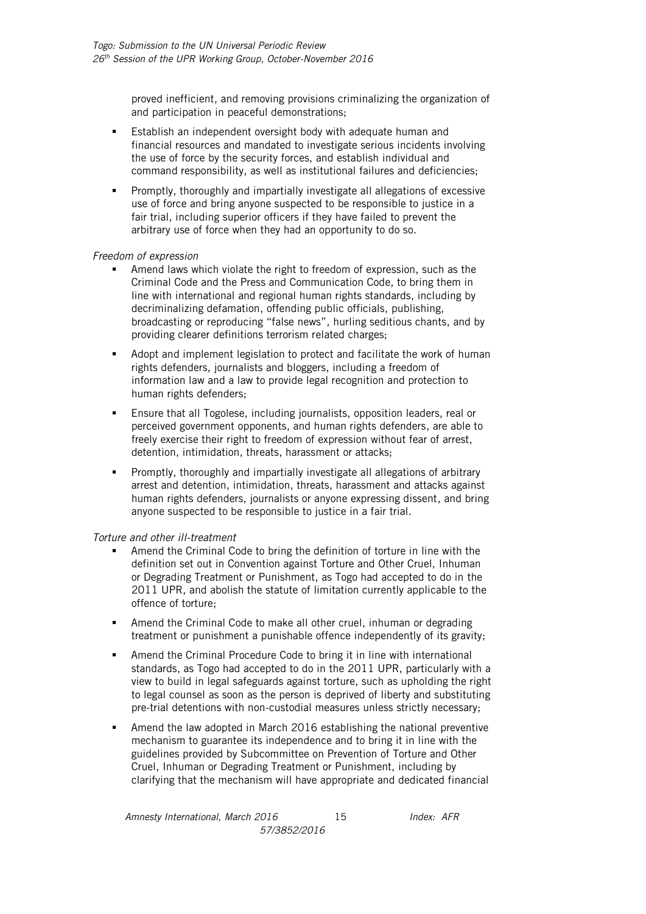proved inefficient, and removing provisions criminalizing the organization of and participation in peaceful demonstrations;

- Establish an independent oversight body with adequate human and financial resources and mandated to investigate serious incidents involving the use of force by the security forces, and establish individual and command responsibility, as well as institutional failures and deficiencies;
- Promptly, thoroughly and impartially investigate all allegations of excessive use of force and bring anyone suspected to be responsible to justice in a fair trial, including superior officers if they have failed to prevent the arbitrary use of force when they had an opportunity to do so.

*Freedom of expression*

- Amend laws which violate the right to freedom of expression, such as the Criminal Code and the Press and Communication Code, to bring them in line with international and regional human rights standards, including by decriminalizing defamation, offending public officials, publishing, broadcasting or reproducing "false news", hurling seditious chants, and by providing clearer definitions terrorism related charges;
- Adopt and implement legislation to protect and facilitate the work of human rights defenders, journalists and bloggers, including a freedom of information law and a law to provide legal recognition and protection to human rights defenders;
- Ensure that all Togolese, including journalists, opposition leaders, real or perceived government opponents, and human rights defenders, are able to freely exercise their right to freedom of expression without fear of arrest, detention, intimidation, threats, harassment or attacks;
- Promptly, thoroughly and impartially investigate all allegations of arbitrary arrest and detention, intimidation, threats, harassment and attacks against human rights defenders, journalists or anyone expressing dissent, and bring anyone suspected to be responsible to justice in a fair trial.

*Torture and other ill-treatment*

- Amend the Criminal Code to bring the definition of torture in line with the definition set out in Convention against Torture and Other Cruel, Inhuman or Degrading Treatment or Punishment, as Togo had accepted to do in the 2011 UPR, and abolish the statute of limitation currently applicable to the offence of torture;
- Amend the Criminal Code to make all other cruel, inhuman or degrading treatment or punishment a punishable offence independently of its gravity;
- Amend the Criminal Procedure Code to bring it in line with international standards, as Togo had accepted to do in the 2011 UPR, particularly with a view to build in legal safeguards against torture, such as upholding the right to legal counsel as soon as the person is deprived of liberty and substituting pre-trial detentions with non-custodial measures unless strictly necessary;
- Amend the law adopted in March 2016 establishing the national preventive mechanism to guarantee its independence and to bring it in line with the guidelines provided by Subcommittee on Prevention of Torture and Other Cruel, Inhuman or Degrading Treatment or Punishment, including by clarifying that the mechanism will have appropriate and dedicated financial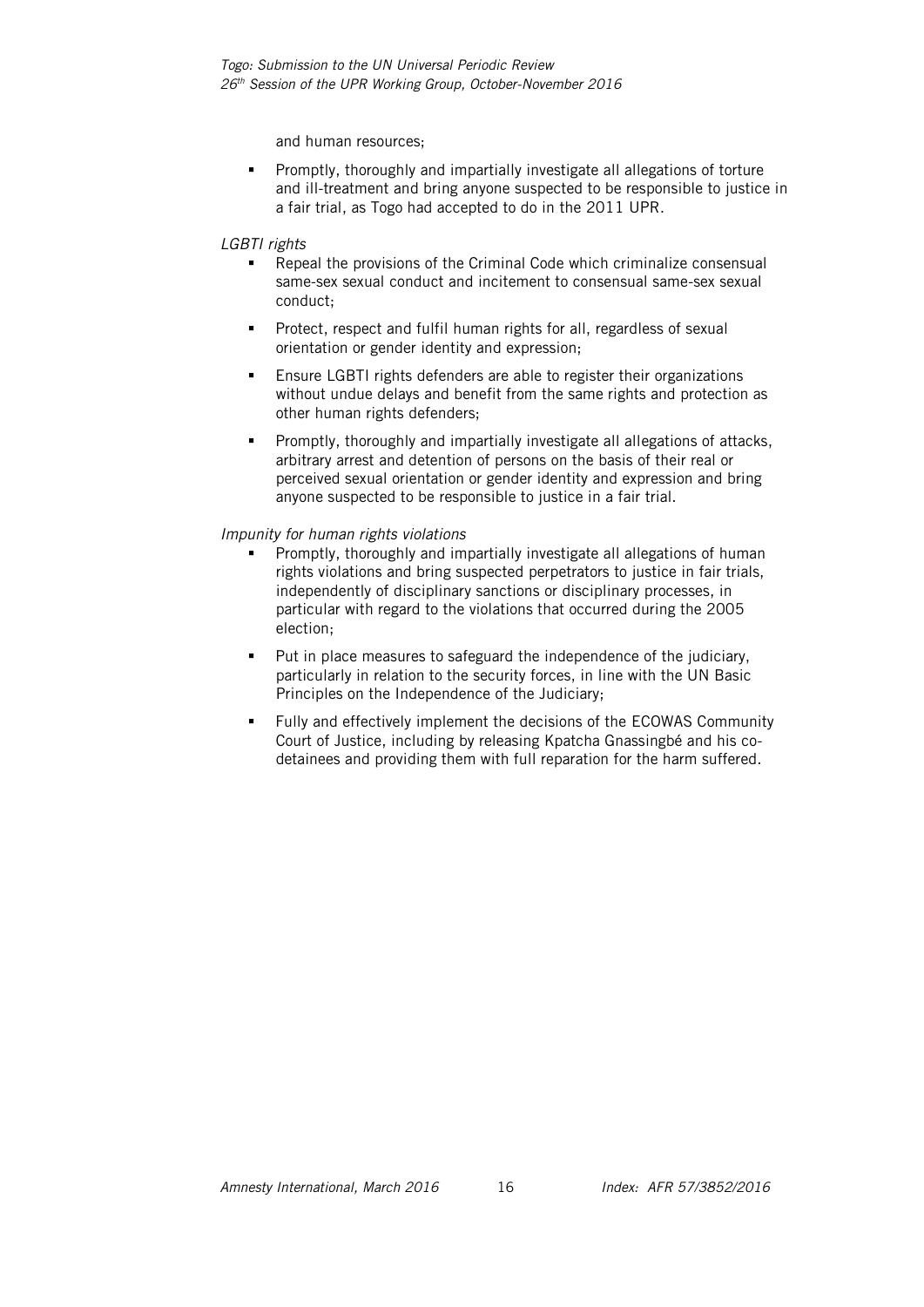and human resources;

- Promptly, thoroughly and impartially investigate all allegations of torture and ill-treatment and bring anyone suspected to be responsible to justice in a fair trial, as Togo had accepted to do in the 2011 UPR.

*LGBTI rights*

- Repeal the provisions of the Criminal Code which criminalize consensual same-sex sexual conduct and incitement to consensual same-sex sexual conduct;
- Protect, respect and fulfil human rights for all, regardless of sexual orientation or gender identity and expression;
- Ensure LGBTI rights defenders are able to register their organizations without undue delays and benefit from the same rights and protection as other human rights defenders;
- Promptly, thoroughly and impartially investigate all allegations of attacks, arbitrary arrest and detention of persons on the basis of their real or perceived sexual orientation or gender identity and expression and bring anyone suspected to be responsible to justice in a fair trial.

*Impunity for human rights violations*

- Promptly, thoroughly and impartially investigate all allegations of human rights violations and bring suspected perpetrators to justice in fair trials, independently of disciplinary sanctions or disciplinary processes, in particular with regard to the violations that occurred during the 2005 election;
- Put in place measures to safeguard the independence of the judiciary, particularly in relation to the security forces, in line with the UN Basic Principles on the Independence of the Judiciary;
- Fully and effectively implement the decisions of the ECOWAS Community Court of Justice, including by releasing Kpatcha Gnassingbé and his co-detainees and providing them with full reparation for the harm suffered.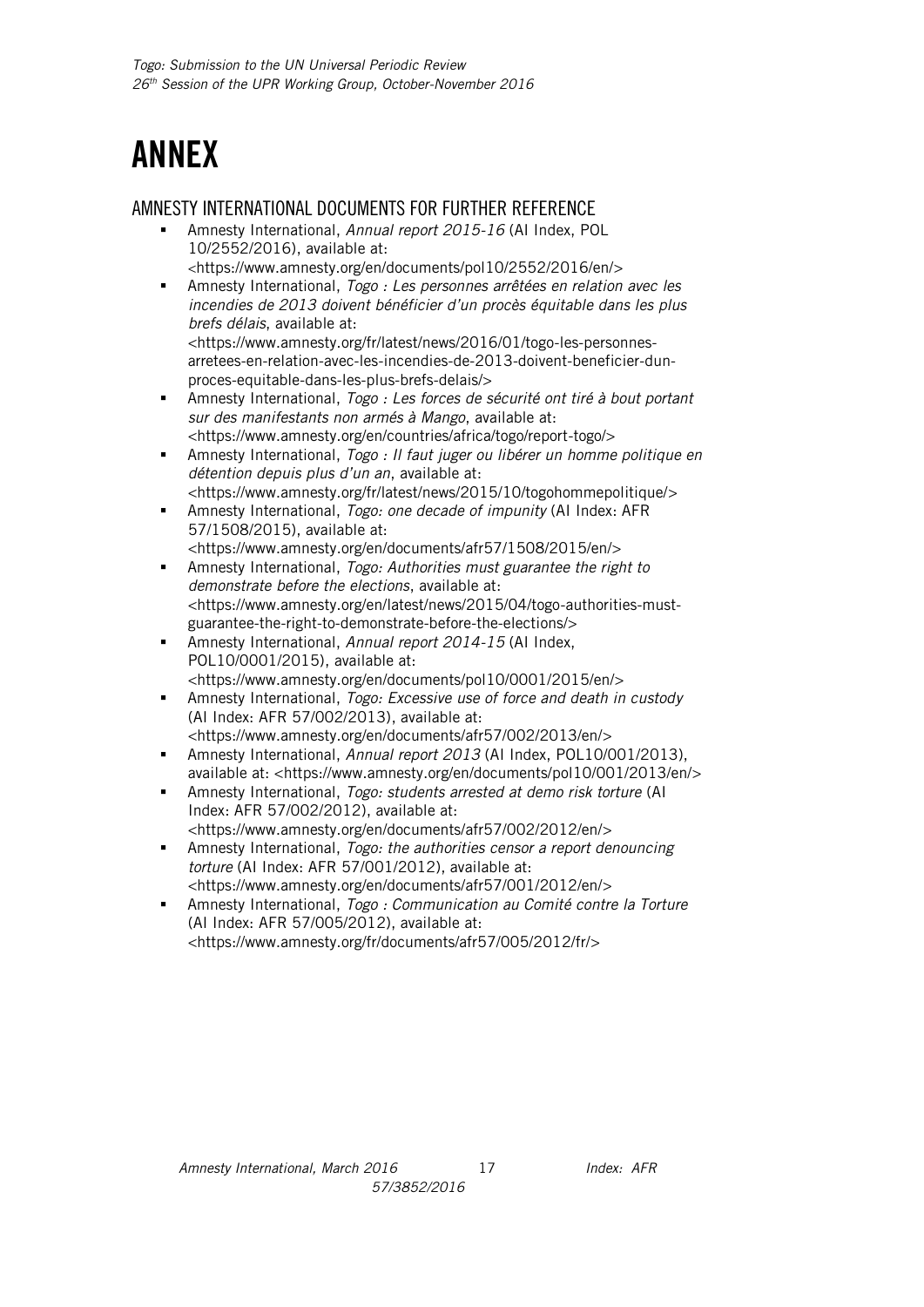# ANNEX

## AMNESTY INTERNATIONAL DOCUMENTS FOR FURTHER REFERENCE

- Amnesty International, *Annual report 2015-16* (AI Index, POL 10/2552/2016), available at: <https://www.amnesty.org/en/documents/pol10/2552/2016/en/>
- Amnesty International, *Togo : Les personnes arrêtées en relation avec les incendies de 2013 doivent bénéficier d'un procès équitable dans les plus brefs délais*, available at: <https://www.amnesty.org/fr/latest/news/2016/01/togo-les-personnes-arretees-en-relation-avec-les-incendies-de-2013-doivent-beneficier-dun-proces-equitable-dans-les-plus-brefs-delais/>
- Amnesty International, *Togo : Les forces de sécurité ont tiré à bout portant sur des manifestants non armés à Mango*, available at: <https://www.amnesty.org/en/countries/africa/togo/report-togo/>
- Amnesty International, *Togo : Il faut juger ou libérer un homme politique en détention depuis plus d'un an*, available at: <https://www.amnesty.org/fr/latest/news/2015/10/togohommepolitique/>
- Amnesty International, *Togo: one decade of impunity* (AI Index: AFR 57/1508/2015), available at: <https://www.amnesty.org/en/documents/afr57/1508/2015/en/>
- Amnesty International, *Togo: Authorities must guarantee the right to demonstrate before the elections*, available at: <https://www.amnesty.org/en/latest/news/2015/04/togo-authorities-must-guarantee-the-right-to-demonstrate-before-the-elections/>
- Amnesty International, *Annual report 2014-15* (AI Index, POL10/0001/2015), available at: <https://www.amnesty.org/en/documents/pol10/0001/2015/en/>
- Amnesty International, *Togo: Excessive use of force and death in custody* (AI Index: AFR 57/002/2013), available at: <https://www.amnesty.org/en/documents/afr57/002/2013/en/>
- Amnesty International, *Annual report 2013* (AI Index, POL10/001/2013), available at: <https://www.amnesty.org/en/documents/pol10/001/2013/en/>
- Amnesty International, *Togo: students arrested at demo risk torture* (AI Index: AFR 57/002/2012), available at: <https://www.amnesty.org/en/documents/afr57/002/2012/en/>
- Amnesty International, *Togo: the authorities censor a report denouncing torture* (AI Index: AFR 57/001/2012), available at: <https://www.amnesty.org/en/documents/afr57/001/2012/en/>
- Amnesty International, *Togo : Communication au Comité contre la Torture* (AI Index: AFR 57/005/2012), available at: <https://www.amnesty.org/fr/documents/afr57/005/2012/fr/>